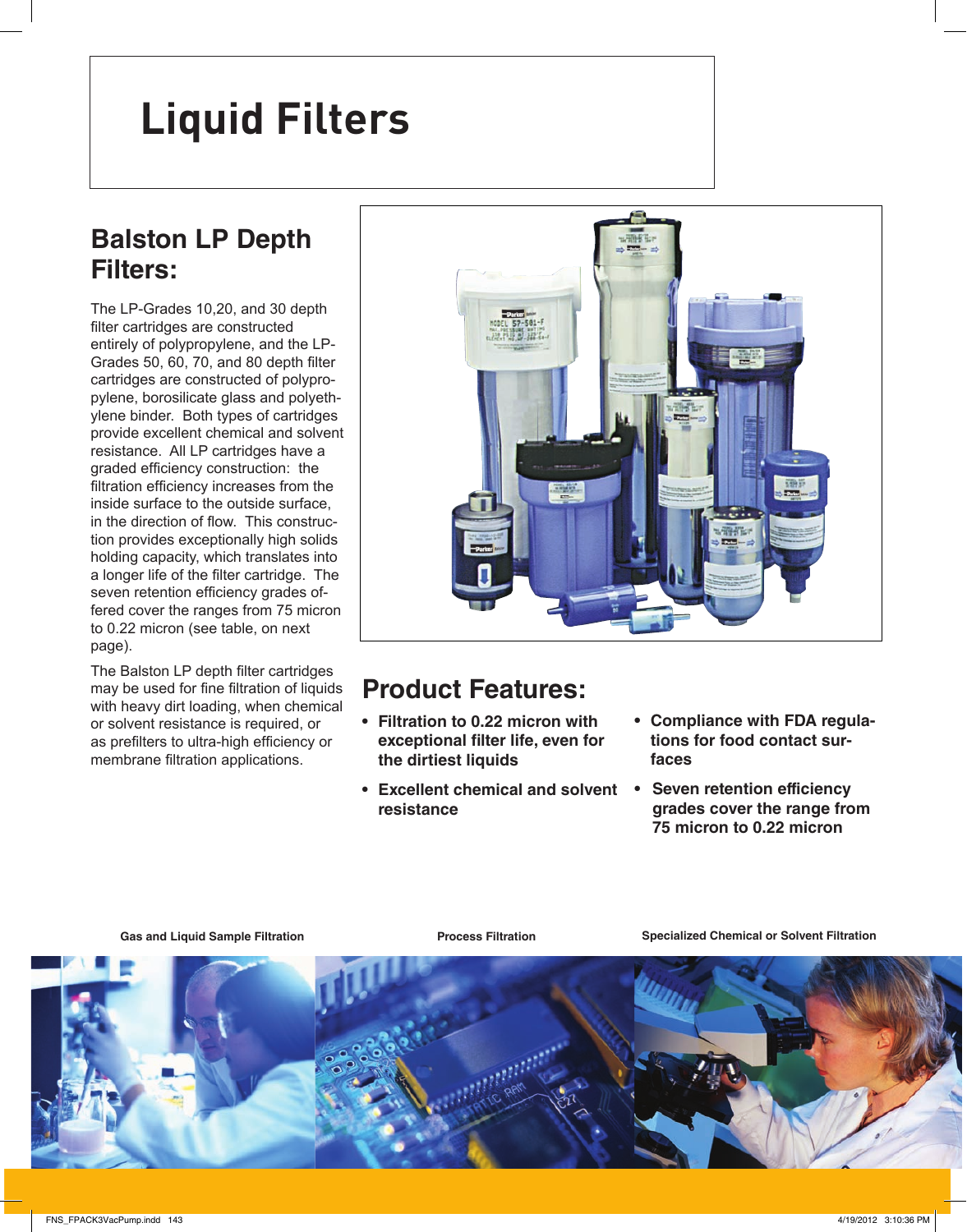# Liquid Filters

## Balston LP Depth Filters:

The LP-Grades 10,20, and 30 depth filter cartridges are constructed entirely of polypropylene, and the LP-Grades 50, 60, 70, and 80 depth filter cartridges are constructed of polypropylene, borosilicate glass and polyethylene binder. Both types of cartridges provide excellent chemical and solvent resistance. All LP cartridges have a graded efficiency construction: the filtration efficiency increases from the inside surface to the outside surface, in the direction of flow. This construction provides exceptionally high solids holding capacity, which translates into a longer life of the filter cartridge. The seven retention efficiency grades offered cover the ranges from 75 micron to 0.22 micron (see table, on next page).

The Balston LP depth filter cartridges may be used for fine filtration of liquids with heavy dirt loading, when chemical or solvent resistance is required, or as prefilters to ultra-high efficiency or membrane filtration applications.

## Product Features:

- **Filtration to 0.22 micron with exceptional filter life, even for the dirtiest liquids**
- **Excellent chemical and solvent resistance**
- **Compliance with FDA regulations for food contact surfaces**
- **Seven retention efficiency grades cover the range from 75 micron to 0.22 micron**

**Gas and Liquid Sample Filtration**

**Process Filtration**

**Specialized Chemical or Solvent Filtration**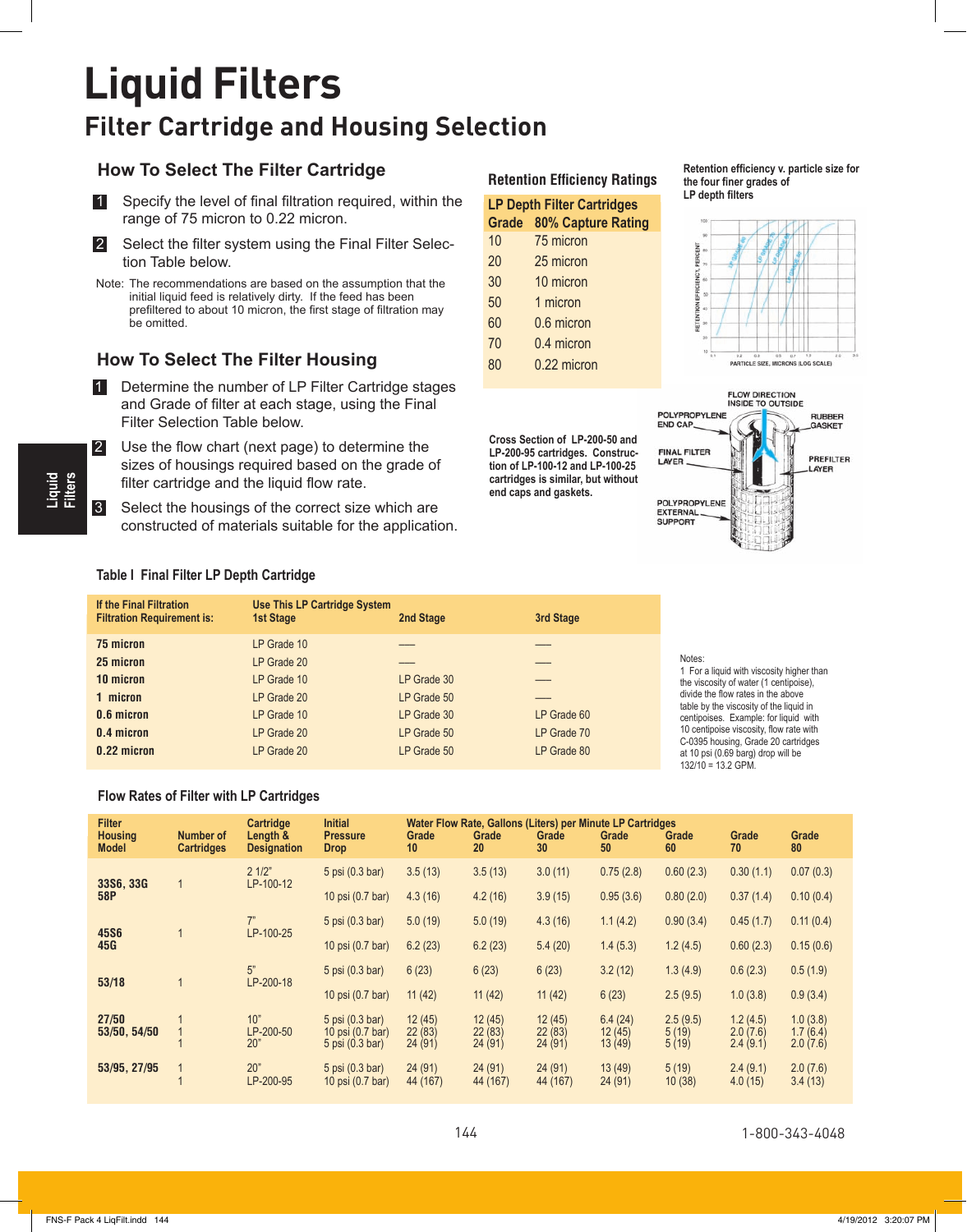# Liquid Filters

## Filter Cartridge and Housing Selection

### How To Select The Filter Cartridge

1. Specify the level of final filtration required, within the range of 75 micron to 0.22 micron.
2. Select the filter system using the Final Filter Selection Table below.

Note: The recommendations are based on the assumption that the initial liquid feed is relatively dirty. If the feed has been prefiltered to about 10 micron, the first stage of filtration may be omitted.

### How To Select The Filter Housing

1. Determine the number of LP Filter Cartridge stages and Grade of filter at each stage, using the Final Filter Selection Table below.
2. Use the flow chart (next page) to determine the sizes of housings required based on the grade of filter cartridge and the liquid flow rate.
3. Select the housings of the correct size which are constructed of materials suitable for the application.

### Retention Efficiency Ratings

**LP Depth Filter Cartridges**

| Grade | 80% Capture Rating |
|---|---|
| 10 | 75 micron |
| 20 | 25 micron |
| 30 | 10 micron |
| 50 | 1 micron |
| 60 | 0.6 micron |
| 70 | 0.4 micron |
| 80 | 0.22 micron |

Retention efficiency v. particle size for the four finer grades of LP depth filters

Cross Section of LP-200-50 and LP-200-95 cartridges. Construction of LP-100-12 and LP-100-25 cartridges is similar, but without end caps and gaskets.

### Table I Final Filter LP Depth Cartridge

| If the Final Filtration Filtration Requirement is: | Use This LP Cartridge System 1st Stage | 2nd Stage | 3rd Stage |
|---|---|---|---|
| **75 micron** | LP Grade 10 | — | — |
| **25 micron** | LP Grade 20 | — | — |
| **10 micron** | LP Grade 10 | LP Grade 30 | — |
| **1 micron** | LP Grade 20 | LP Grade 50 | — |
| **0.6 micron** | LP Grade 10 | LP Grade 30 | LP Grade 60 |
| **0.4 micron** | LP Grade 20 | LP Grade 50 | LP Grade 70 |
| **0.22 micron** | LP Grade 20 | LP Grade 50 | LP Grade 80 |

Notes:
1 For a liquid with viscosity higher than the viscosity of water (1 centipoise), divide the flow rates in the above table by the viscosity of the liquid in centipoises. Example: for liquid with 10 centipoise viscosity, flow rate with C-0395 housing, Grade 20 cartridges at 10 psi (0.69 barg) drop will be 132/10 = 13.2 GPM.

### Flow Rates of Filter with LP Cartridges

| Filter Housing Model | Number of Cartridges | Cartridge Length & Designation | Initial Pressure Drop | Water Flow Rate, Gallons (Liters) per Minute LP Cartridges Grade 10 | Grade 20 | Grade 30 | Grade 50 | Grade 60 | Grade 70 | Grade 80 |
|---|---|---|---|---|---|---|---|---|---|---|
| 33S6, 33G 58P | 1 | 2 1/2" LP-100-12 | 5 psi (0.3 bar) | 3.5 (13) | 3.5 (13) | 3.0 (11) | 0.75 (2.8) | 0.60 (2.3) | 0.30 (1.1) | 0.07 (0.3) |
| | | | 10 psi (0.7 bar) | 4.3 (16) | 4.2 (16) | 3.9 (15) | 0.95 (3.6) | 0.80 (2.0) | 0.37 (1.4) | 0.10 (0.4) |
| 45S6 45G | 1 | 7" LP-100-25 | 5 psi (0.3 bar) | 5.0 (19) | 5.0 (19) | 4.3 (16) | 1.1 (4.2) | 0.90 (3.4) | 0.45 (1.7) | 0.11 (0.4) |
| | | | 10 psi (0.7 bar) | 6.2 (23) | 6.2 (23) | 5.4 (20) | 1.4 (5.3) | 1.2 (4.5) | 0.60 (2.3) | 0.15 (0.6) |
| 53/18 | 1 | 5" LP-200-18 | 5 psi (0.3 bar) | 6 (23) | 6 (23) | 6 (23) | 3.2 (12) | 1.3 (4.9) | 0.6 (2.3) | 0.5 (1.9) |
| | | | 10 psi (0.7 bar) | 11 (42) | 11 (42) | 11 (42) | 6 (23) | 2.5 (9.5) | 1.0 (3.8) | 0.9 (3.4) |
| 27/50 | 1 | 10" | 5 psi (0.3 bar) | 12 (45) | 12 (45) | 12 (45) | 6.4 (24) | 2.5 (9.5) | 1.2 (4.5) | 1.0 (3.8) |
| 53/50, 54/50 | 1 | LP-200-50 | 10 psi (0.7 bar) | 22 (83) | 22 (83) | 22 (83) | 12 (45) | 5 (19) | 2.0 (7.6) | 1.7 (6.4) |
| | 1 | 20" | 5 psi (0.3 bar) | 24 (91) | 24 (91) | 24 (91) | 13 (49) | 5 (19) | 2.4 (9.1) | 2.0 (7.6) |
| 53/95, 27/95 | 1 | 20" | 5 psi (0.3 bar) | 24 (91) | 24 (91) | 24 (91) | 13 (49) | 5 (19) | 2.4 (9.1) | 2.0 (7.6) |
| | 1 | LP-200-95 | 10 psi (0.7 bar) | 44 (167) | 44 (167) | 44 (167) | 24 (91) | 10 (38) | 4.0 (15) | 3.4 (13) |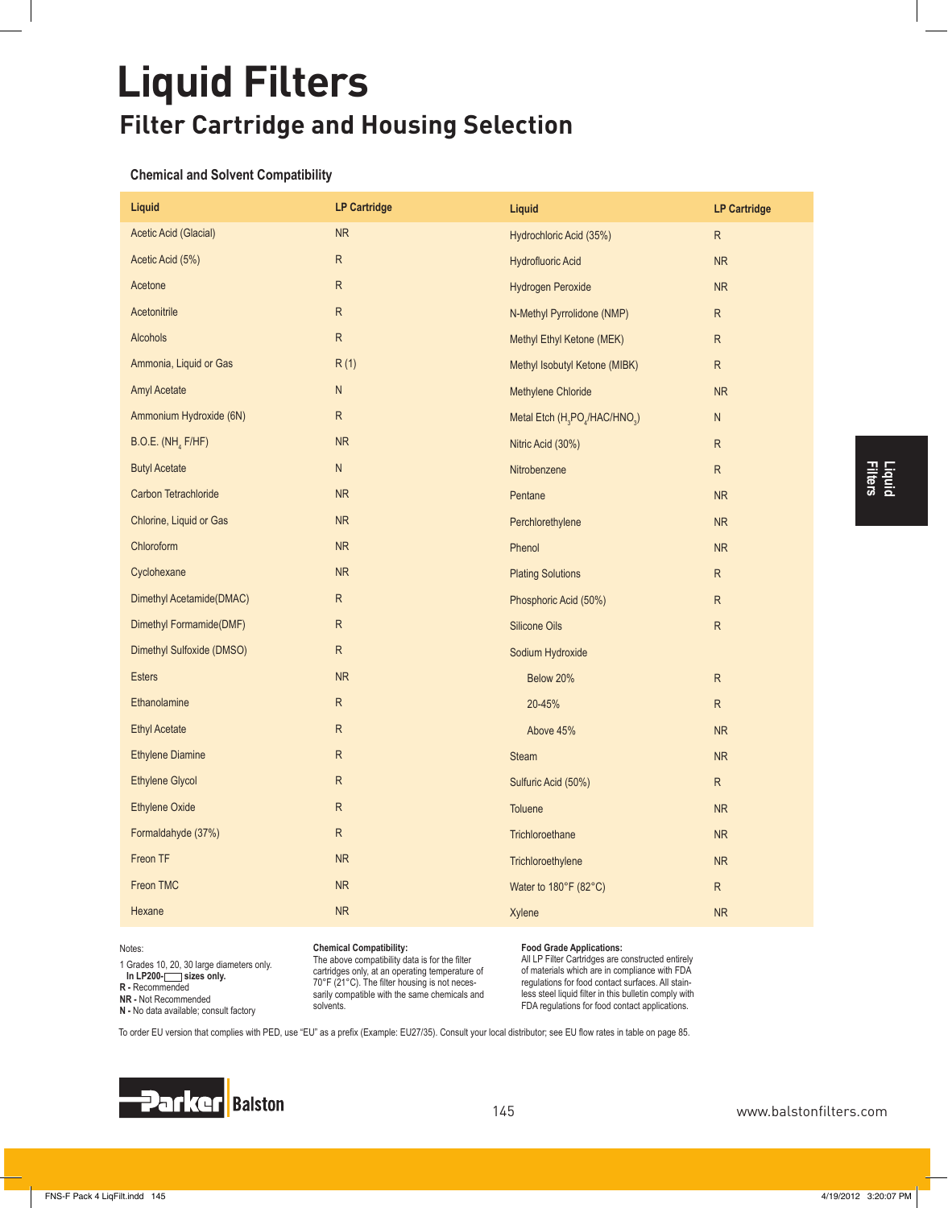# Liquid Filters

## Filter Cartridge and Housing Selection

### Chemical and Solvent Compatibility

| Liquid | LP Cartridge | Liquid | LP Cartridge |
|---|---|---|---|
| Acetic Acid (Glacial) | NR | Hydrochloric Acid (35%) | R |
| Acetic Acid (5%) | R | Hydrofluoric Acid | NR |
| Acetone | R | Hydrogen Peroxide | NR |
| Acetonitrile | R | N-Methyl Pyrrolidone (NMP) | R |
| Alcohols | R | Methyl Ethyl Ketone (MEK) | R |
| Ammonia, Liquid or Gas | R (1) | Methyl Isobutyl Ketone (MIBK) | R |
| Amyl Acetate | N | Methylene Chloride | NR |
| Ammonium Hydroxide (6N) | R | Metal Etch ($H_3PO_4$/HAC/$HNO_3$) | N |
| B.O.E. ($NH_4$ F/HF) | NR | Nitric Acid (30%) | R |
| Butyl Acetate | N | Nitrobenzene | R |
| Carbon Tetrachloride | NR | Pentane | NR |
| Chlorine, Liquid or Gas | NR | Perchlorethylene | NR |
| Chloroform | NR | Phenol | NR |
| Cyclohexane | NR | Plating Solutions | R |
| Dimethyl Acetamide(DMAC) | R | Phosphoric Acid (50%) | R |
| Dimethyl Formamide(DMF) | R | Silicone Oils | R |
| Dimethyl Sulfoxide (DMSO) | R | Sodium Hydroxide | |
| Esters | NR | Below 20% | R |
| Ethanolamine | R | 20-45% | R |
| Ethyl Acetate | R | Above 45% | NR |
| Ethylene Diamine | R | Steam | NR |
| Ethylene Glycol | R | Sulfuric Acid (50%) | R |
| Ethylene Oxide | R | Toluene | NR |
| Formaldahyde (37%) | R | Trichloroethane | NR |
| Freon TF | NR | Trichloroethylene | NR |
| Freon TMC | NR | Water to 180°F (82°C) | R |
| Hexane | NR | Xylene | NR |

Notes:

1 Grades 10, 20, 30 large diameters only.
**In LP200-☐ sizes only.**
**R -** Recommended
**NR -** Not Recommended
**N -** No data available; consult factory

**Chemical Compatibility:**
The above compatibility data is for the filter cartridges only, at an operating temperature of 70°F (21°C). The filter housing is not necessarily compatible with the same chemicals and solvents.

**Food Grade Applications:**
All LP Filter Cartridges are constructed entirely of materials which are in compliance with FDA regulations for food contact surfaces. All stainless steel liquid filter in this bulletin comply with FDA regulations for food contact applications.

To order EU version that complies with PED, use "EU" as a prefix (Example: EU27/35). Consult your local distributor; see EU flow rates in table on page 85.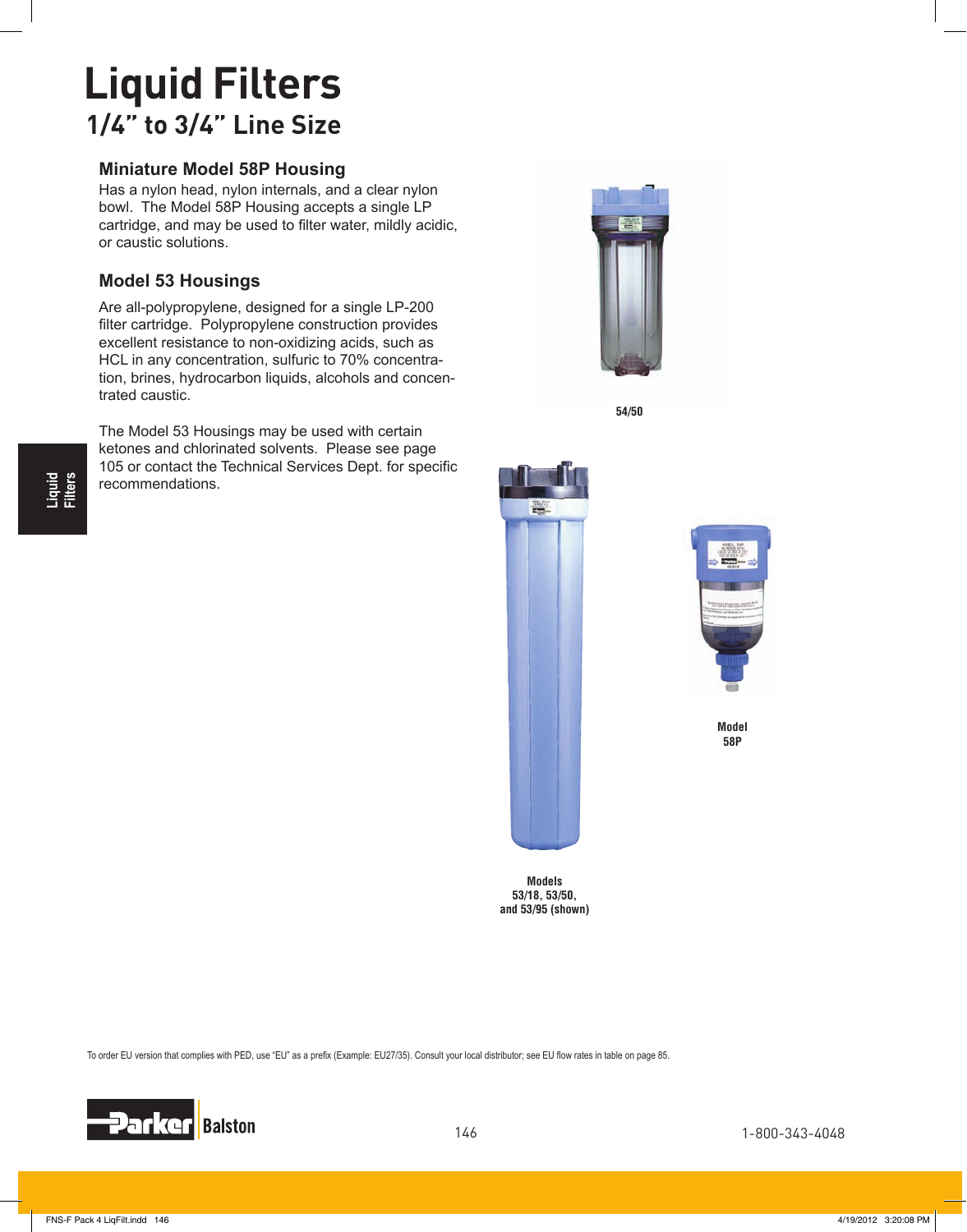# Liquid Filters

## 1/4" to 3/4" Line Size

### Miniature Model 58P Housing

Has a nylon head, nylon internals, and a clear nylon bowl. The Model 58P Housing accepts a single LP cartridge, and may be used to filter water, mildly acidic, or caustic solutions.

### Model 53 Housings

Are all-polypropylene, designed for a single LP-200 filter cartridge. Polypropylene construction provides excellent resistance to non-oxidizing acids, such as HCL in any concentration, sulfuric to 70% concentration, brines, hydrocarbon liquids, alcohols and concentrated caustic.

The Model 53 Housings may be used with certain ketones and chlorinated solvents. Please see page 105 or contact the Technical Services Dept. for specific recommendations.

54/50

Model 58P

Models 53/18, 53/50, and 53/95 (shown)

To order EU version that complies with PED, use "EU" as a prefix (Example: EU27/35). Consult your local distributor; see EU flow rates in table on page 85.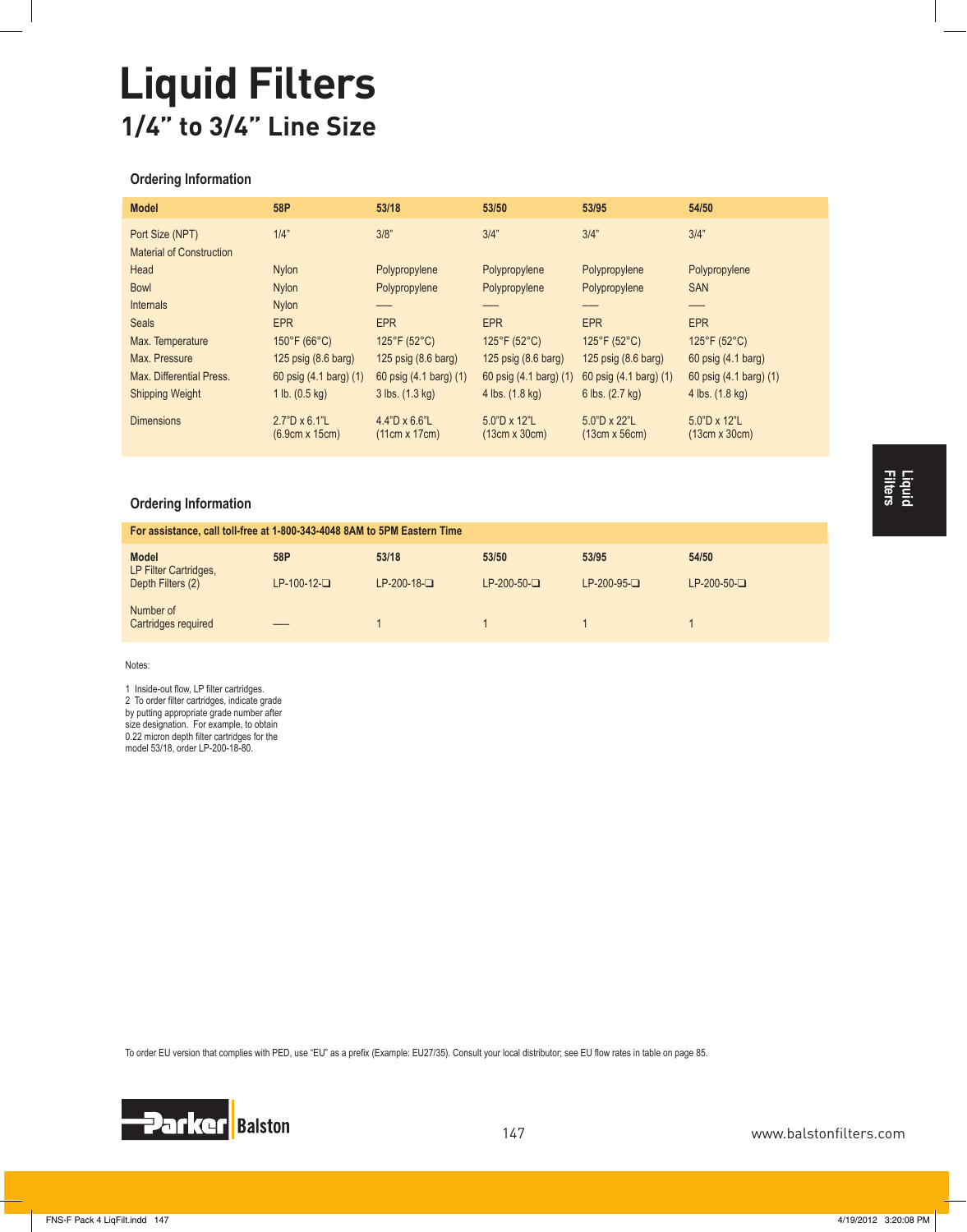# Liquid Filters

## 1/4" to 3/4" Line Size

### Ordering Information

| Model | 58P | 53/18 | 53/50 | 53/95 | 54/50 |
|---|---|---|---|---|---|
| Port Size (NPT) | 1/4" | 3/8" | 3/4" | 3/4" | 3/4" |
| Material of Construction | | | | | |
| Head | Nylon | Polypropylene | Polypropylene | Polypropylene | Polypropylene |
| Bowl | Nylon | Polypropylene | Polypropylene | Polypropylene | SAN |
| Internals | Nylon | — | — | — | — |
| Seals | EPR | EPR | EPR | EPR | EPR |
| Max. Temperature | 150°F (66°C) | 125°F (52°C) | 125°F (52°C) | 125°F (52°C) | 125°F (52°C) |
| Max. Pressure | 125 psig (8.6 barg) | 125 psig (8.6 barg) | 125 psig (8.6 barg) | 125 psig (8.6 barg) | 60 psig (4.1 barg) |
| Max. Differential Press. | 60 psig (4.1 barg) (1) | 60 psig (4.1 barg) (1) | 60 psig (4.1 barg) (1) | 60 psig (4.1 barg) (1) | 60 psig (4.1 barg) (1) |
| Shipping Weight | 1 lb. (0.5 kg) | 3 lbs. (1.3 kg) | 4 lbs. (1.8 kg) | 6 lbs. (2.7 kg) | 4 lbs. (1.8 kg) |
| Dimensions | 2.7"D x 6.1"L (6.9cm x 15cm) | 4.4"D x 6.6"L (11cm x 17cm) | 5.0"D x 12"L (13cm x 30cm) | 5.0"D x 22"L (13cm x 56cm) | 5.0"D x 12"L (13cm x 30cm) |

### Ordering Information

**For assistance, call toll-free at 1-800-343-4048 8AM to 5PM Eastern Time**

| Model | 58P | 53/18 | 53/50 | 53/95 | 54/50 |
|---|---|---|---|---|---|
| LP Filter Cartridges, Depth Filters (2) | LP-100-12-❑ | LP-200-18-❑ | LP-200-50-❑ | LP-200-95-❑ | LP-200-50-❑ |
| Number of Cartridges required | — | 1 | 1 | 1 | 1 |

Notes:

1 Inside-out flow, LP filter cartridges.
2 To order filter cartridges, indicate grade by putting appropriate grade number after size designation. For example, to obtain 0.22 micron depth filter cartridges for the model 53/18, order LP-200-18-80.

To order EU version that complies with PED, use "EU" as a prefix (Example: EU27/35). Consult your local distributor; see EU flow rates in table on page 85.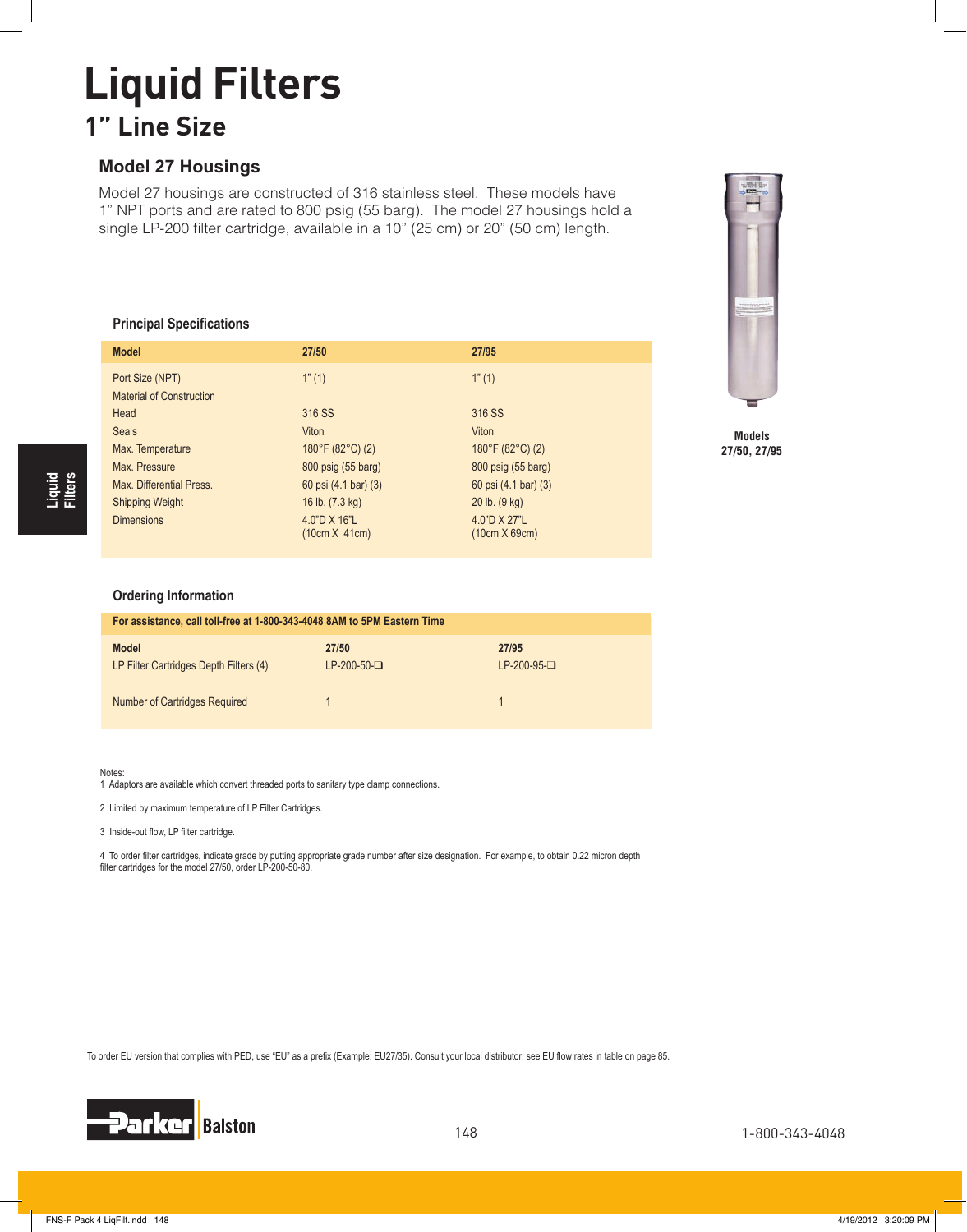# Liquid Filters

## 1" Line Size

### Model 27 Housings

Model 27 housings are constructed of 316 stainless steel. These models have 1" NPT ports and are rated to 800 psig (55 barg). The model 27 housings hold a single LP-200 filter cartridge, available in a 10" (25 cm) or 20" (50 cm) length.

**Models 27/50, 27/95**

#### Principal Specifications

| Model | 27/50 | 27/95 |
|---|---|---|
| Port Size (NPT) | 1" (1) | 1" (1) |
| Material of Construction | | |
| Head | 316 SS | 316 SS |
| Seals | Viton | Viton |
| Max. Temperature | 180°F (82°C) (2) | 180°F (82°C) (2) |
| Max. Pressure | 800 psig (55 barg) | 800 psig (55 barg) |
| Max. Differential Press. | 60 psi (4.1 bar) (3) | 60 psi (4.1 bar) (3) |
| Shipping Weight | 16 lb. (7.3 kg) | 20 lb. (9 kg) |
| Dimensions | 4.0"D X 16"L (10cm X 41cm) | 4.0"D X 27"L (10cm X 69cm) |

#### Ordering Information

For assistance, call toll-free at 1-800-343-4048 8AM to 5PM Eastern Time

| Model | 27/50 | 27/95 |
|---|---|---|
| LP Filter Cartridges Depth Filters (4) | LP-200-50-❑ | LP-200-95-❑ |
| Number of Cartridges Required | 1 | 1 |

Notes:
1 Adaptors are available which convert threaded ports to sanitary type clamp connections.

2 Limited by maximum temperature of LP Filter Cartridges.

3 Inside-out flow, LP filter cartridge.

4 To order filter cartridges, indicate grade by putting appropriate grade number after size designation. For example, to obtain 0.22 micron depth filter cartridges for the model 27/50, order LP-200-50-80.

To order EU version that complies with PED, use "EU" as a prefix (Example: EU27/35). Consult your local distributor; see EU flow rates in table on page 85.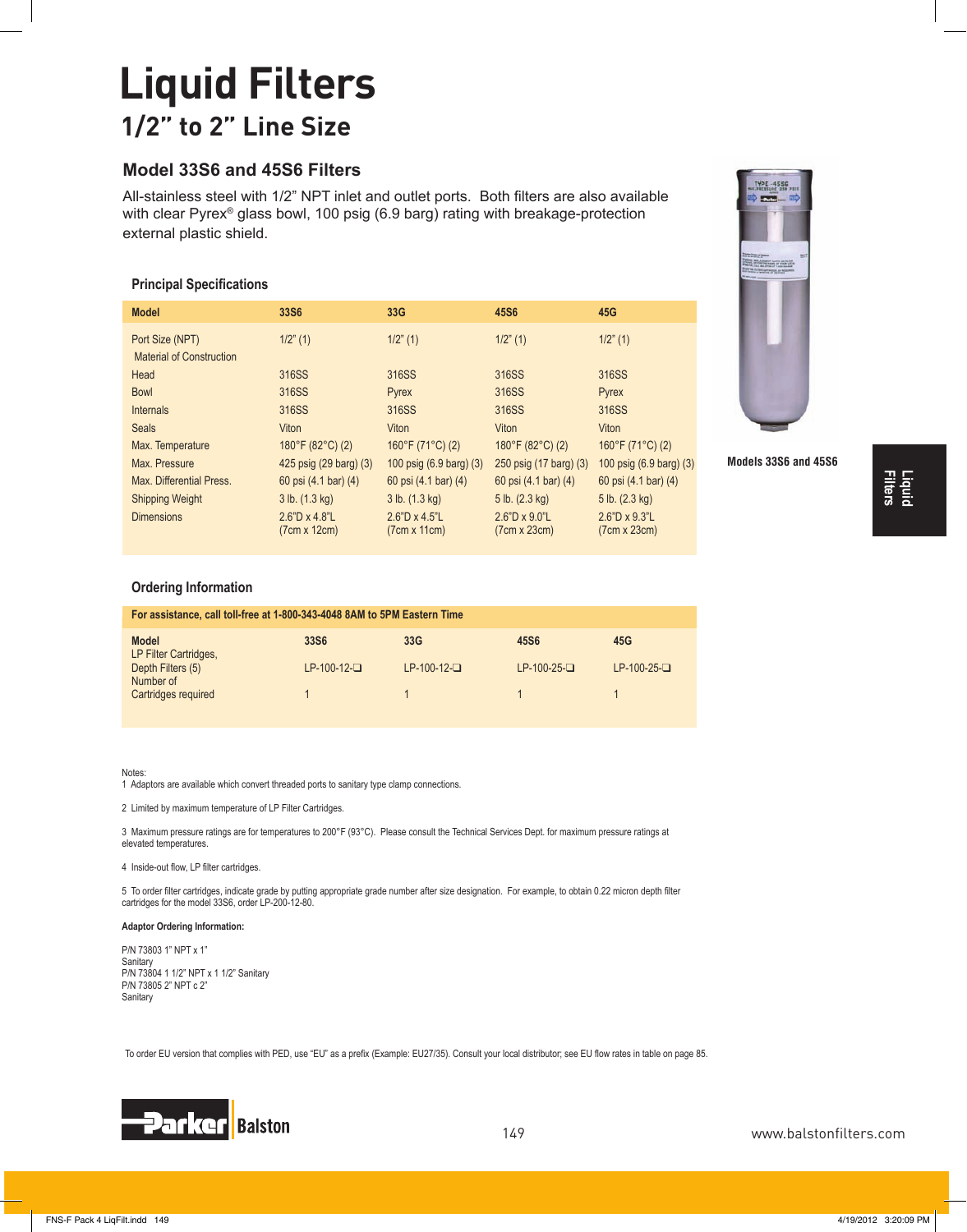# Liquid Filters

## 1/2" to 2" Line Size

### Model 33S6 and 45S6 Filters

All-stainless steel with 1/2" NPT inlet and outlet ports. Both filters are also available with clear Pyrex® glass bowl, 100 psig (6.9 barg) rating with breakage-protection external plastic shield.

#### Principal Specifications

| Model | 33S6 | 33G | 45S6 | 45G |
|---|---|---|---|---|
| Port Size (NPT) | 1/2" (1) | 1/2" (1) | 1/2" (1) | 1/2" (1) |
| Material of Construction | | | | |
| Head | 316SS | 316SS | 316SS | 316SS |
| Bowl | 316SS | Pyrex | 316SS | Pyrex |
| Internals | 316SS | 316SS | 316SS | 316SS |
| Seals | Viton | Viton | Viton | Viton |
| Max. Temperature | 180°F (82°C) (2) | 160°F (71°C) (2) | 180°F (82°C) (2) | 160°F (71°C) (2) |
| Max. Pressure | 425 psig (29 barg) (3) | 100 psig (6.9 barg) (3) | 250 psig (17 barg) (3) | 100 psig (6.9 barg) (3) |
| Max. Differential Press. | 60 psi (4.1 bar) (4) | 60 psi (4.1 bar) (4) | 60 psi (4.1 bar) (4) | 60 psi (4.1 bar) (4) |
| Shipping Weight | 3 lb. (1.3 kg) | 3 lb. (1.3 kg) | 5 lb. (2.3 kg) | 5 lb. (2.3 kg) |
| Dimensions | 2.6"D x 4.8"L (7cm x 12cm) | 2.6"D x 4.5"L (7cm x 11cm) | 2.6"D x 9.0"L (7cm x 23cm) | 2.6"D x 9.3"L (7cm x 23cm) |

Models 33S6 and 45S6

#### Ordering Information

For assistance, call toll-free at 1-800-343-4048 8AM to 5PM Eastern Time

| Model | 33S6 | 33G | 45S6 | 45G |
|---|---|---|---|---|
| LP Filter Cartridges, Depth Filters (5) | LP-100-12-❑ | LP-100-12-❑ | LP-100-25-❑ | LP-100-25-❑ |
| Number of Cartridges required | 1 | 1 | 1 | 1 |

Notes:

1 Adaptors are available which convert threaded ports to sanitary type clamp connections.

2 Limited by maximum temperature of LP Filter Cartridges.

3 Maximum pressure ratings are for temperatures to 200°F (93°C). Please consult the Technical Services Dept. for maximum pressure ratings at elevated temperatures.

4 Inside-out flow, LP filter cartridges.

5 To order filter cartridges, indicate grade by putting appropriate grade number after size designation. For example, to obtain 0.22 micron depth filter cartridges for the model 33S6, order LP-200-12-80.

**Adaptor Ordering Information:**

P/N 73803 1" NPT x 1" Sanitary
P/N 73804 1 1/2" NPT x 1 1/2" Sanitary
P/N 73805 2" NPT c 2" Sanitary

To order EU version that complies with PED, use "EU" as a prefix (Example: EU27/35). Consult your local distributor; see EU flow rates in table on page 85.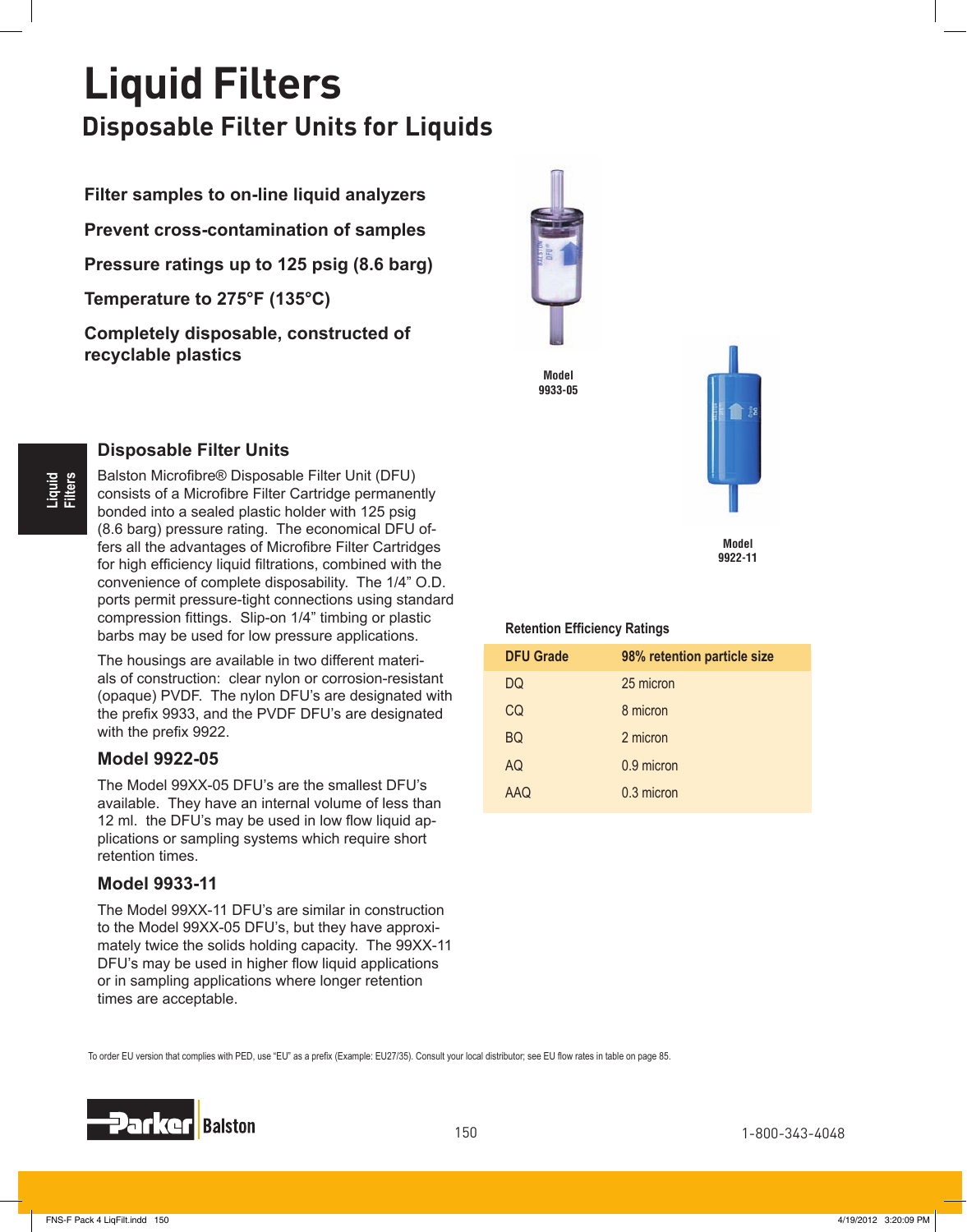# Liquid Filters

## Disposable Filter Units for Liquids

**Filter samples to on-line liquid analyzers**

**Prevent cross-contamination of samples**

**Pressure ratings up to 125 psig (8.6 barg)**

**Temperature to 275°F (135°C)**

**Completely disposable, constructed of recyclable plastics**

Model 9933-05

Model 9922-11

### Disposable Filter Units

Balston Microfibre® Disposable Filter Unit (DFU) consists of a Microfibre Filter Cartridge permanently bonded into a sealed plastic holder with 125 psig (8.6 barg) pressure rating. The economical DFU offers all the advantages of Microfibre Filter Cartridges for high efficiency liquid filtrations, combined with the convenience of complete disposability. The 1/4" O.D. ports permit pressure-tight connections using standard compression fittings. Slip-on 1/4" timbing or plastic barbs may be used for low pressure applications.

The housings are available in two different materials of construction: clear nylon or corrosion-resistant (opaque) PVDF. The nylon DFU's are designated with the prefix 9933, and the PVDF DFU's are designated with the prefix 9922.

### Model 9922-05

The Model 99XX-05 DFU's are the smallest DFU's available. They have an internal volume of less than 12 ml. the DFU's may be used in low flow liquid applications or sampling systems which require short retention times.

### Model 9933-11

The Model 99XX-11 DFU's are similar in construction to the Model 99XX-05 DFU's, but they have approximately twice the solids holding capacity. The 99XX-11 DFU's may be used in higher flow liquid applications or in sampling applications where longer retention times are acceptable.

**Retention Efficiency Ratings**

| DFU Grade | 98% retention particle size |
|---|---|
| DQ | 25 micron |
| CQ | 8 micron |
| BQ | 2 micron |
| AQ | 0.9 micron |
| AAQ | 0.3 micron |

To order EU version that complies with PED, use "EU" as a prefix (Example: EU27/35). Consult your local distributor; see EU flow rates in table on page 85.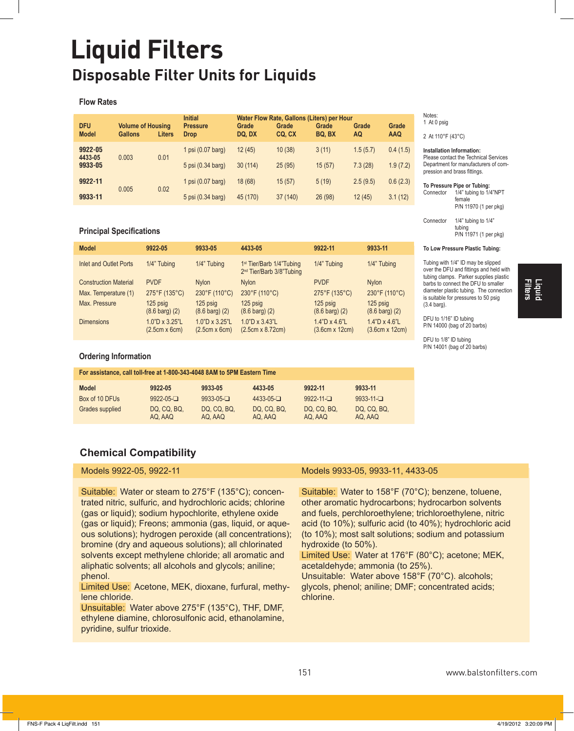# Liquid Filters

## Disposable Filter Units for Liquids

### Flow Rates

| DFU Model | Volume of Housing Gallons | Liters | Initial Pressure Drop | Water Flow Rate, Gallons (Liters) per Hour Grade DQ, DX | Grade CQ, CX | Grade BQ, BX | Grade AQ | Grade AAQ |
|---|---|---|---|---|---|---|---|---|
| 9922-05 4433-05 | 0.003 | 0.01 | 1 psi (0.07 barg) | 12 (45) | 10 (38) | 3 (11) | 1.5 (5.7) | 0.4 (1.5) |
| 9933-05 | | | 5 psi (0.34 barg) | 30 (114) | 25 (95) | 15 (57) | 7.3 (28) | 1.9 (7.2) |
| 9922-11 | 0.005 | 0.02 | 1 psi (0.07 barg) | 18 (68) | 15 (57) | 5 (19) | 2.5 (9.5) | 0.6 (2.3) |
| 9933-11 | | | 5 psi (0.34 barg) | 45 (170) | 37 (140) | 26 (98) | 12 (45) | 3.1 (12) |

### Principal Specifications

| Model | 9922-05 | 9933-05 | 4433-05 | 9922-11 | 9933-11 |
|---|---|---|---|---|---|
| Inlet and Outlet Ports | 1/4" Tubing | 1/4" Tubing | 1st Tier/Barb 1/4"Tubing 2nd Tier/Barb 3/8"Tubing | 1/4" Tubing | 1/4" Tubing |
| Construction Material | PVDF | Nylon | Nylon | PVDF | Nylon |
| Max. Temperature (1) | 275°F (135°C) | 230°F (110°C) | 230°F (110°C) | 275°F (135°C) | 230°F (110°C) |
| Max. Pressure | 125 psig (8.6 barg) (2) | 125 psig (8.6 barg) (2) | 125 psig (8.6 barg) (2) | 125 psig (8.6 barg) (2) | 125 psig (8.6 barg) (2) |
| Dimensions | 1.0"D x 3.25"L (2.5cm x 6cm) | 1.0"D x 3.25"L (2.5cm x 6cm) | 1.0"D x 3.43"L (2.5cm x 8.72cm) | 1.4"D x 4.6"L (3.6cm x 12cm) | 1.4"D x 4.6"L (3.6cm x 12cm) |

### Ordering Information

For assistance, call toll-free at 1-800-343-4048 8AM to 5PM Eastern Time

| Model | 9922-05 | 9933-05 | 4433-05 | 9922-11 | 9933-11 |
|---|---|---|---|---|---|
| Box of 10 DFUs | 9922-05-❑ | 9933-05-❑ | 4433-05-❑ | 9922-11-❑ | 9933-11-❑ |
| Grades supplied | DQ, CQ, BQ, AQ, AAQ | DQ, CQ, BQ, AQ, AAQ | DQ, CQ, BQ, AQ, AAQ | DQ, CQ, BQ, AQ, AAQ | DQ, CQ, BQ, AQ, AAQ |

Notes:
1 At 0 psig
2 At 110°F (43°C)

**Installation Information:**
Please contact the Technical Services Department for manufacturers of compression and brass fittings.

**To Pressure Pipe or Tubing:**
Connector 1/4" tubing to 1/4"NPT female P/N 11970 (1 per pkg)

Connector 1/4" tubing to 1/4" tubing P/N 11971 (1 per pkg)

**To Low Pressure Plastic Tubing:**

Tubing with 1/4" ID may be slipped over the DFU and fittings and held with tubing clamps. Parker supplies plastic barbs to connect the DFU to smaller diameter plastic tubing. The connection is suitable for pressures to 50 psig (3.4 barg).

DFU to 1/16" ID tubing P/N 14000 (bag of 20 barbs)

DFU to 1/8" ID tubing P/N 14001 (bag of 20 barbs)

### Chemical Compatibility

**Models 9922-05, 9922-11**

**Suitable:** Water or steam to 275°F (135°C); concentrated nitric, sulfuric, and hydrochloric acids; chlorine (gas or liquid); sodium hypochlorite, ethylene oxide (gas or liquid); Freons; ammonia (gas, liquid, or aqueous solutions); hydrogen peroxide (all concentrations); bromine (dry and aqueous solutions); all chlorinated solvents except methylene chloride; all aromatic and aliphatic solvents; all alcohols and glycols; aniline; phenol.

**Limited Use:** Acetone, MEK, dioxane, furfural, methylene chloride.

**Unsuitable:** Water above 275°F (135°C), THF, DMF, ethylene diamine, chlorosulfonic acid, ethanolamine, pyridine, sulfur trioxide.

**Models 9933-05, 9933-11, 4433-05**

**Suitable:** Water to 158°F (70°C); benzene, toluene, other aromatic hydrocarbons; hydrocarbon solvents and fuels, perchloroethylene; trichloroethylene, nitric acid (to 10%); sulfuric acid (to 40%); hydrochloric acid (to 10%); most salt solutions; sodium and potassium hydroxide (to 50%).

**Limited Use:** Water at 176°F (80°C); acetone; MEK, acetaldehyde; ammonia (to 25%).

**Unsuitable:** Water above 158°F (70°C). alcohols; glycols, phenol; aniline; DMF; concentrated acids; chlorine.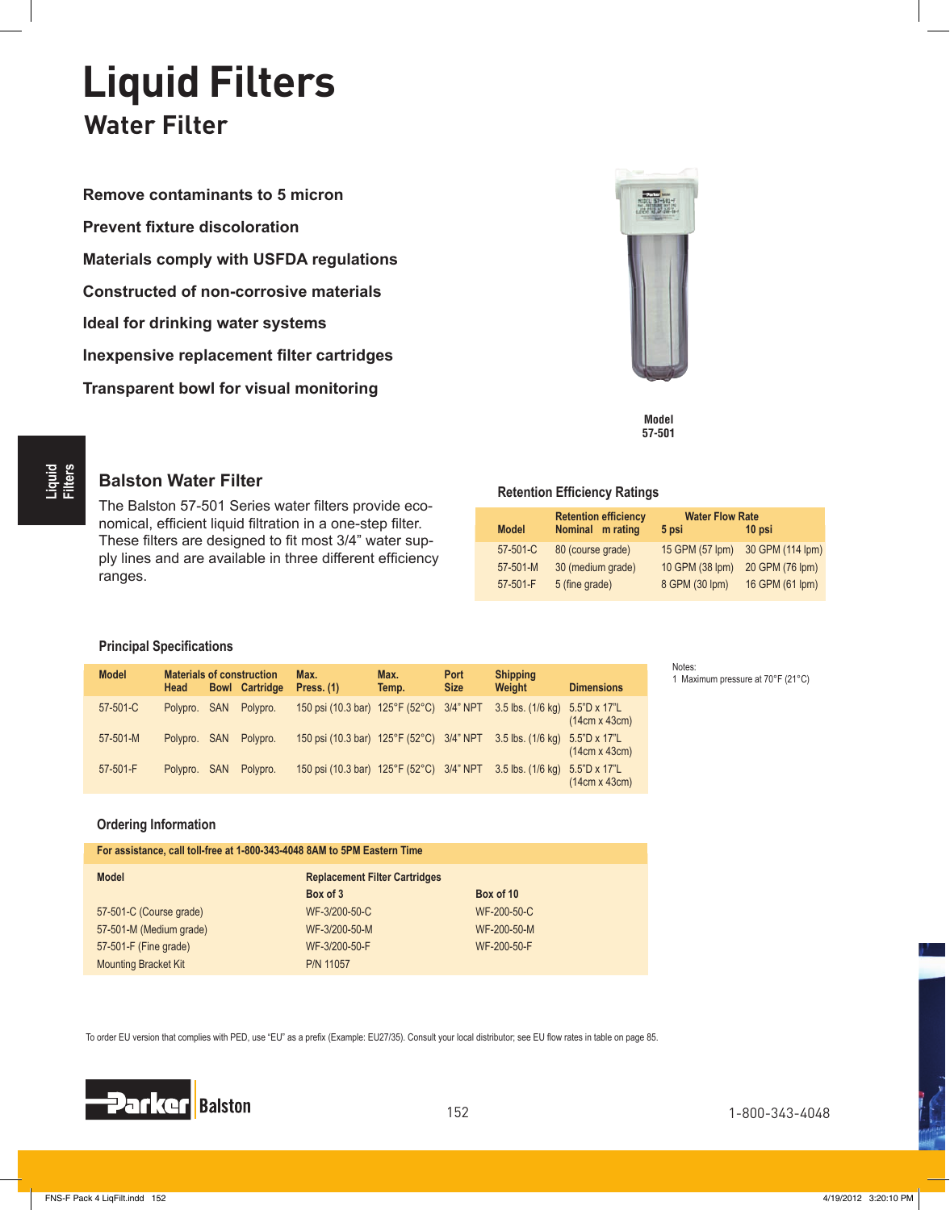# Liquid Filters

## Water Filter

**Remove contaminants to 5 micron**

**Prevent fixture discoloration**

**Materials comply with USFDA regulations**

**Constructed of non-corrosive materials**

**Ideal for drinking water systems**

**Inexpensive replacement filter cartridges**

**Transparent bowl for visual monitoring**

**Model 57-501**

## Balston Water Filter

The Balston 57-501 Series water filters provide economical, efficient liquid filtration in a one-step filter. These filters are designed to fit most 3/4" water supply lines and are available in three different efficiency ranges.

### Retention Efficiency Ratings

| Model | Retention efficiency Nominal m rating | Water Flow Rate 5 psi | 10 psi |
|---|---|---|---|
| 57-501-C | 80 (course grade) | 15 GPM (57 lpm) | 30 GPM (114 lpm) |
| 57-501-M | 30 (medium grade) | 10 GPM (38 lpm) | 20 GPM (76 lpm) |
| 57-501-F | 5 (fine grade) | 8 GPM (30 lpm) | 16 GPM (61 lpm) |

### Principal Specifications

| Model | Materials of construction Head | Bowl | Cartridge | Max. Press. (1) | Max. Temp. | Port Size | Shipping Weight | Dimensions |
|---|---|---|---|---|---|---|---|---|
| 57-501-C | Polypro. | SAN | Polypro. | 150 psi (10.3 bar) | 125°F (52°C) | 3/4" NPT | 3.5 lbs. (1/6 kg) | 5.5"D x 17"L (14cm x 43cm) |
| 57-501-M | Polypro. | SAN | Polypro. | 150 psi (10.3 bar) | 125°F (52°C) | 3/4" NPT | 3.5 lbs. (1/6 kg) | 5.5"D x 17"L (14cm x 43cm) |
| 57-501-F | Polypro. | SAN | Polypro. | 150 psi (10.3 bar) | 125°F (52°C) | 3/4" NPT | 3.5 lbs. (1/6 kg) | 5.5"D x 17"L (14cm x 43cm) |

Notes:
1 Maximum pressure at 70°F (21°C)

### Ordering Information

For assistance, call toll-free at 1-800-343-4048 8AM to 5PM Eastern Time

| Model | Replacement Filter Cartridges Box of 3 | Box of 10 |
|---|---|---|
| 57-501-C (Course grade) | WF-3/200-50-C | WF-200-50-C |
| 57-501-M (Medium grade) | WF-3/200-50-M | WF-200-50-M |
| 57-501-F (Fine grade) | WF-3/200-50-F | WF-200-50-F |
| Mounting Bracket Kit | P/N 11057 | |

To order EU version that complies with PED, use "EU" as a prefix (Example: EU27/35). Consult your local distributor; see EU flow rates in table on page 85.